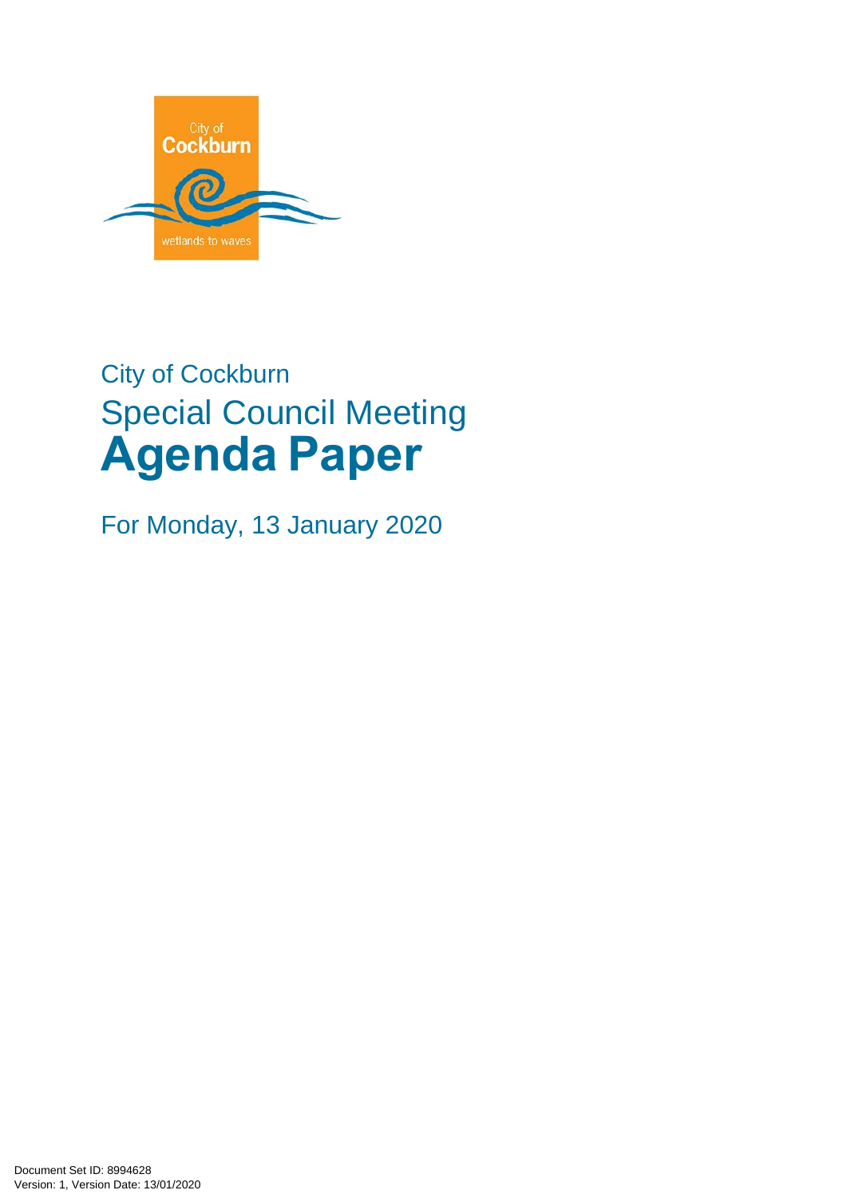City of Cockburn

Special Council Meeting

# Agenda Paper

For Monday, 13 January 2020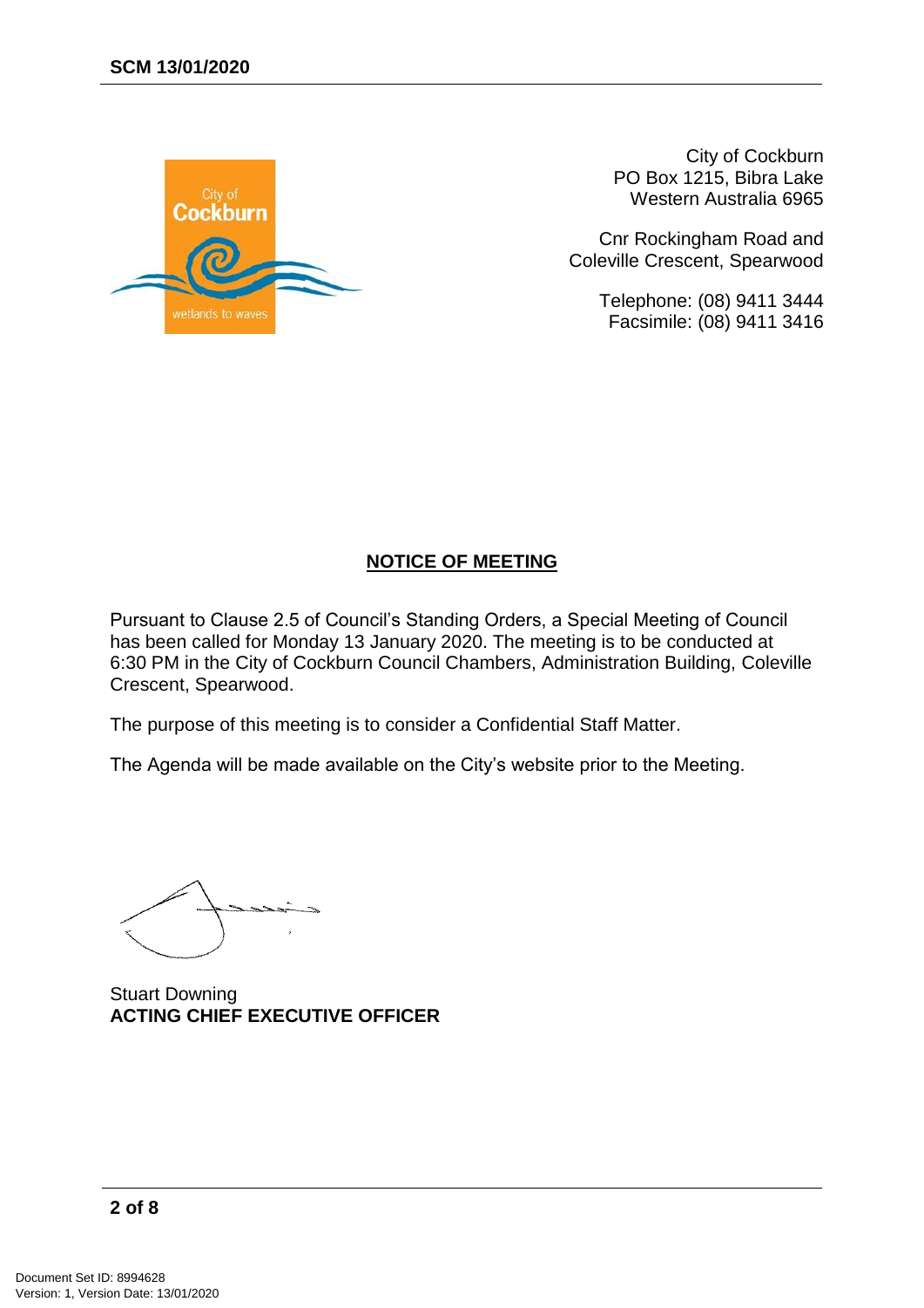City of Cockburn
PO Box 1215, Bibra Lake
Western Australia 6965

Cnr Rockingham Road and
Coleville Crescent, Spearwood

Telephone: (08) 9411 3444
Facsimile: (08) 9411 3416

## NOTICE OF MEETING

Pursuant to Clause 2.5 of Council's Standing Orders, a Special Meeting of Council has been called for Monday 13 January 2020. The meeting is to be conducted at 6:30 PM in the City of Cockburn Council Chambers, Administration Building, Coleville Crescent, Spearwood.

The purpose of this meeting is to consider a Confidential Staff Matter.

The Agenda will be made available on the City's website prior to the Meeting.

Stuart Downing
**ACTING CHIEF EXECUTIVE OFFICER**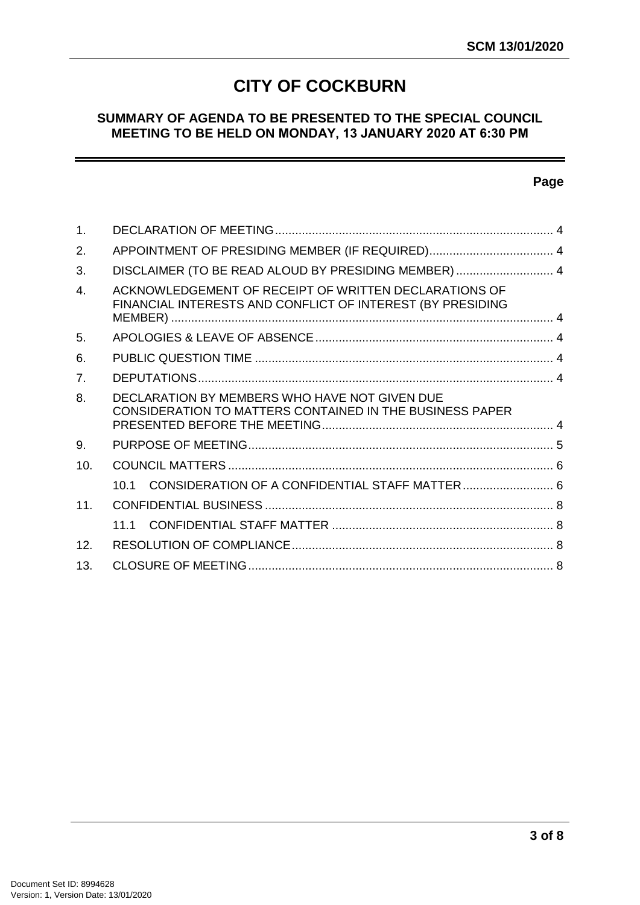# CITY OF COCKBURN

## SUMMARY OF AGENDA TO BE PRESENTED TO THE SPECIAL COUNCIL MEETING TO BE HELD ON MONDAY, 13 JANUARY 2020 AT 6:30 PM

| | | Page |
|---|---|---|
| 1. | DECLARATION OF MEETING | 4 |
| 2. | APPOINTMENT OF PRESIDING MEMBER (IF REQUIRED) | 4 |
| 3. | DISCLAIMER (TO BE READ ALOUD BY PRESIDING MEMBER) | 4 |
| 4. | ACKNOWLEDGEMENT OF RECEIPT OF WRITTEN DECLARATIONS OF FINANCIAL INTERESTS AND CONFLICT OF INTEREST (BY PRESIDING MEMBER) | 4 |
| 5. | APOLOGIES & LEAVE OF ABSENCE | 4 |
| 6. | PUBLIC QUESTION TIME | 4 |
| 7. | DEPUTATIONS | 4 |
| 8. | DECLARATION BY MEMBERS WHO HAVE NOT GIVEN DUE CONSIDERATION TO MATTERS CONTAINED IN THE BUSINESS PAPER PRESENTED BEFORE THE MEETING | 4 |
| 9. | PURPOSE OF MEETING | 5 |
| 10. | COUNCIL MATTERS | 6 |
| | 10.1 CONSIDERATION OF A CONFIDENTIAL STAFF MATTER | 6 |
| 11. | CONFIDENTIAL BUSINESS | 8 |
| | 11.1 CONFIDENTIAL STAFF MATTER | 8 |
| 12. | RESOLUTION OF COMPLIANCE | 8 |
| 13. | CLOSURE OF MEETING | 8 |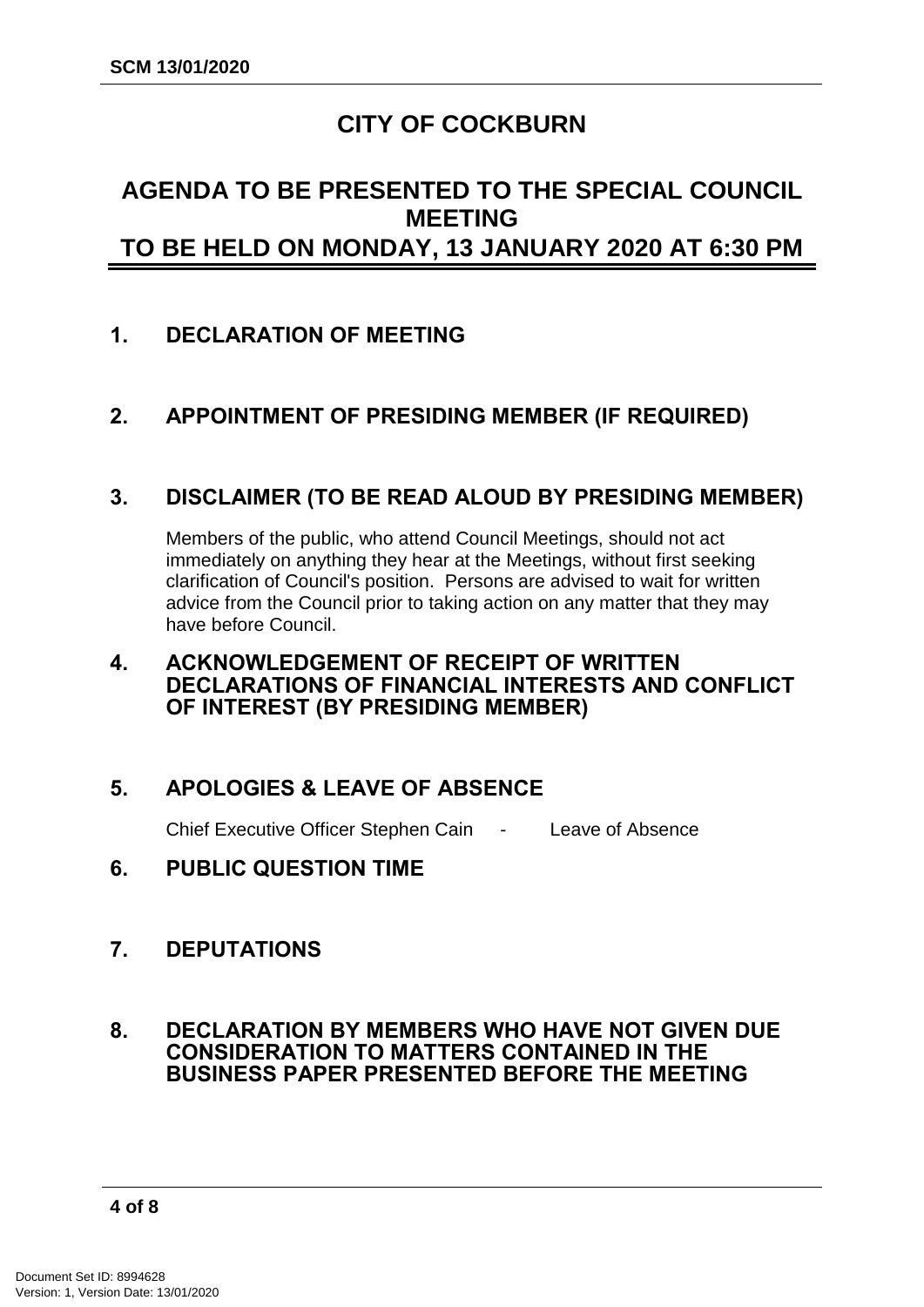# CITY OF COCKBURN

## AGENDA TO BE PRESENTED TO THE SPECIAL COUNCIL MEETING TO BE HELD ON MONDAY, 13 JANUARY 2020 AT 6:30 PM

### 1. DECLARATION OF MEETING

### 2. APPOINTMENT OF PRESIDING MEMBER (IF REQUIRED)

### 3. DISCLAIMER (TO BE READ ALOUD BY PRESIDING MEMBER)

Members of the public, who attend Council Meetings, should not act immediately on anything they hear at the Meetings, without first seeking clarification of Council's position. Persons are advised to wait for written advice from the Council prior to taking action on any matter that they may have before Council.

### 4. ACKNOWLEDGEMENT OF RECEIPT OF WRITTEN DECLARATIONS OF FINANCIAL INTERESTS AND CONFLICT OF INTEREST (BY PRESIDING MEMBER)

### 5. APOLOGIES & LEAVE OF ABSENCE

Chief Executive Officer Stephen Cain - Leave of Absence

### 6. PUBLIC QUESTION TIME

### 7. DEPUTATIONS

### 8. DECLARATION BY MEMBERS WHO HAVE NOT GIVEN DUE CONSIDERATION TO MATTERS CONTAINED IN THE BUSINESS PAPER PRESENTED BEFORE THE MEETING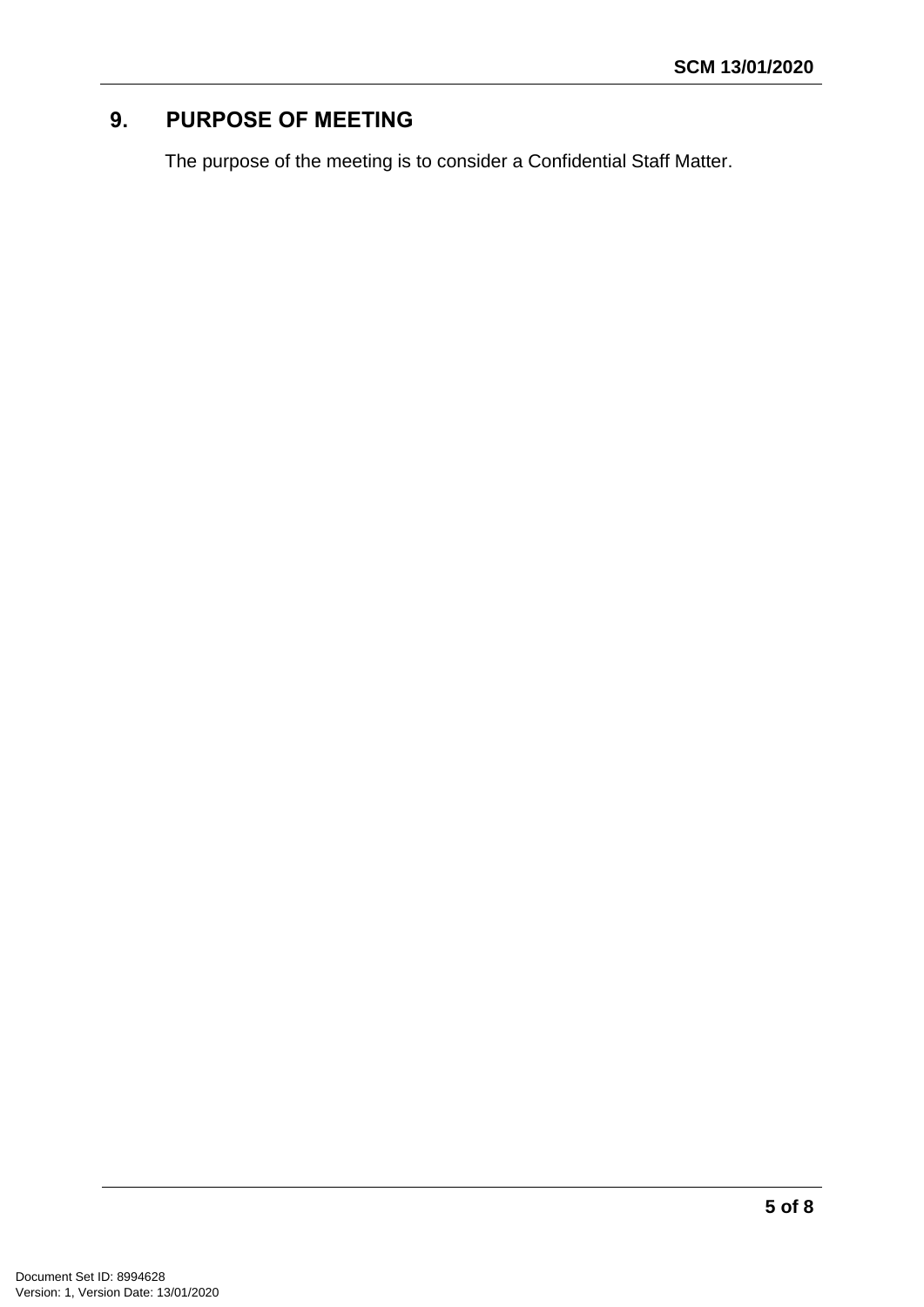## 9. PURPOSE OF MEETING

The purpose of the meeting is to consider a Confidential Staff Matter.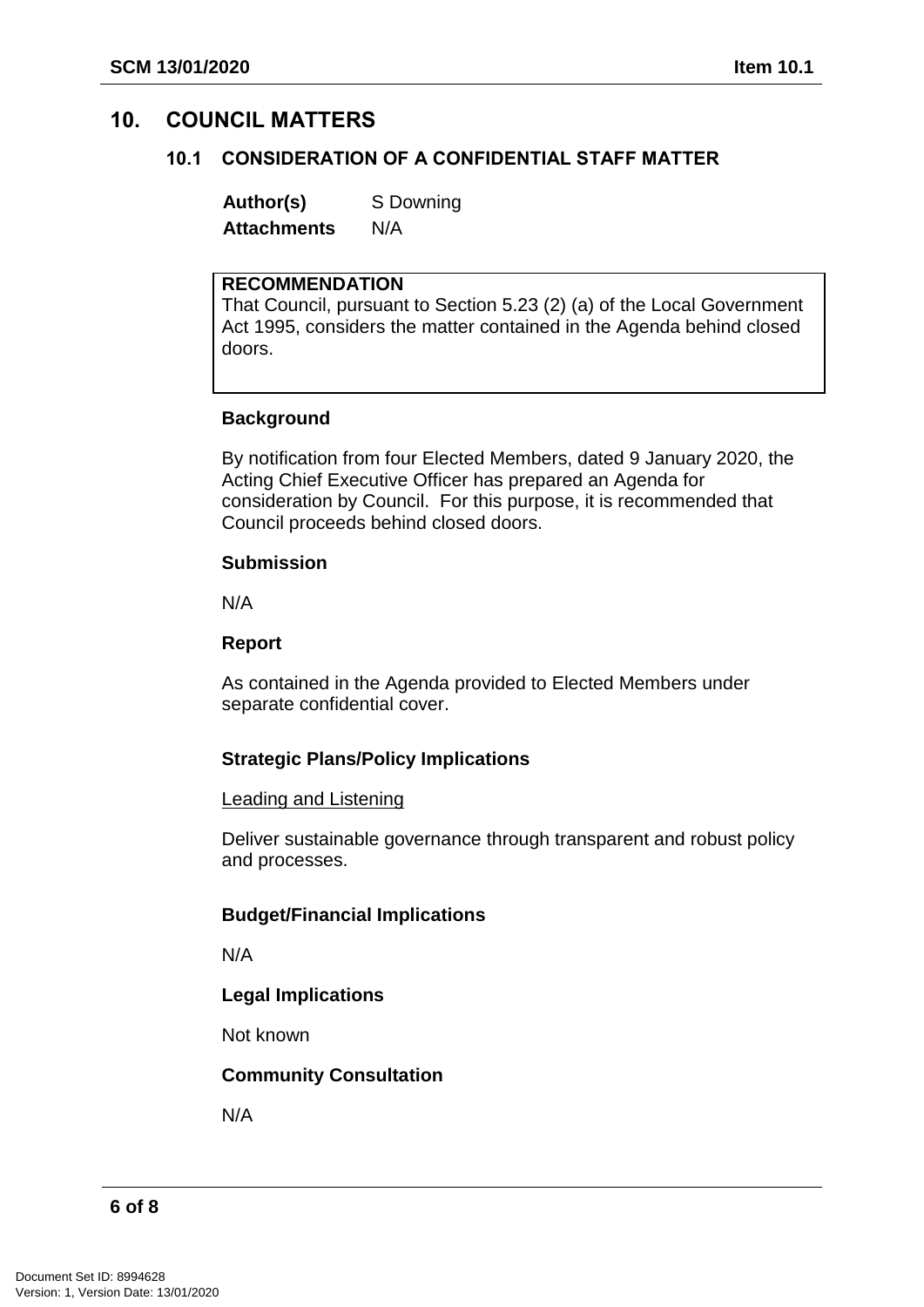# 10. COUNCIL MATTERS

## 10.1 CONSIDERATION OF A CONFIDENTIAL STAFF MATTER

**Author(s)** S Downing

**Attachments** N/A

**RECOMMENDATION**

That Council, pursuant to Section 5.23 (2) (a) of the Local Government Act 1995, considers the matter contained in the Agenda behind closed doors.

**Background**

By notification from four Elected Members, dated 9 January 2020, the Acting Chief Executive Officer has prepared an Agenda for consideration by Council. For this purpose, it is recommended that Council proceeds behind closed doors.

**Submission**

N/A

**Report**

As contained in the Agenda provided to Elected Members under separate confidential cover.

**Strategic Plans/Policy Implications**

Leading and Listening

Deliver sustainable governance through transparent and robust policy and processes.

**Budget/Financial Implications**

N/A

**Legal Implications**

Not known

**Community Consultation**

N/A

Document Set ID: 8994628
Version: 1, Version Date: 13/01/2020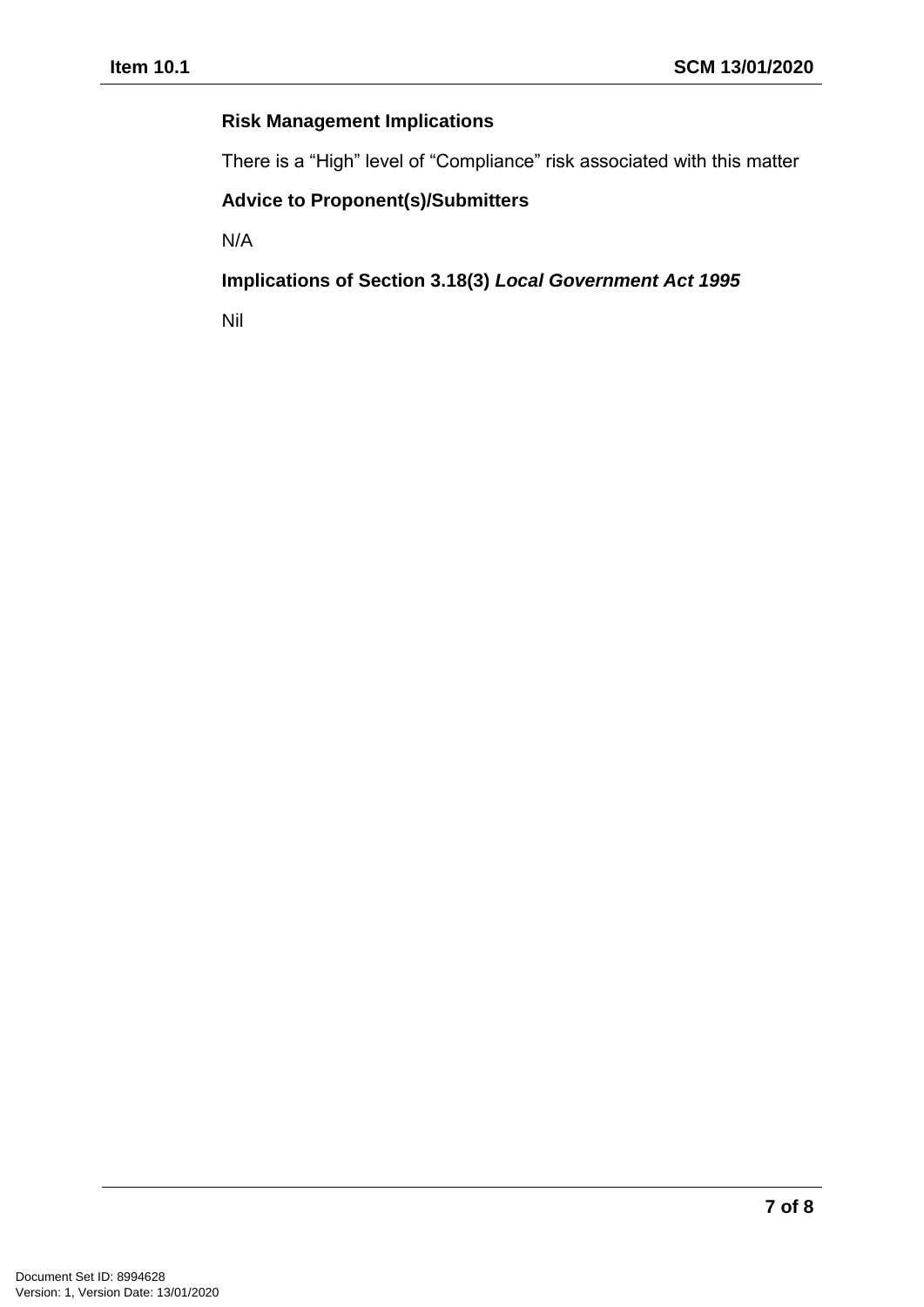### Risk Management Implications

There is a “High” level of “Compliance” risk associated with this matter

### Advice to Proponent(s)/Submitters

N/A

### Implications of Section 3.18(3) *Local Government Act 1995*

Nil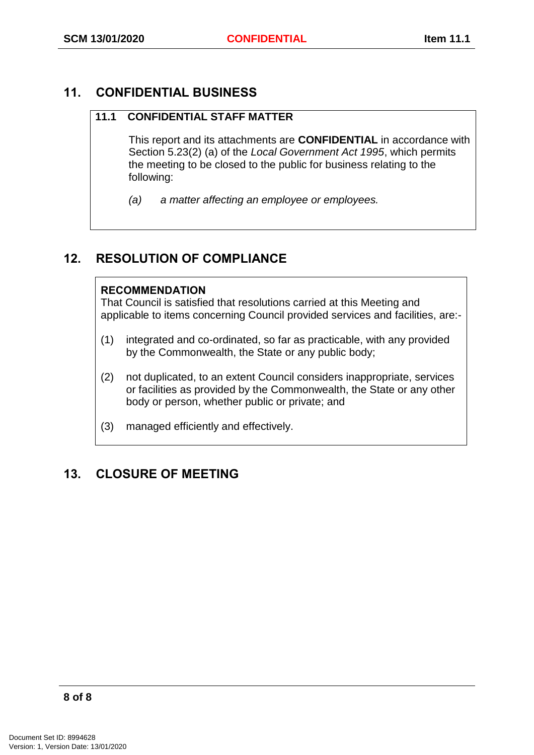## 11. CONFIDENTIAL BUSINESS

### 11.1 CONFIDENTIAL STAFF MATTER

This report and its attachments are **CONFIDENTIAL** in accordance with Section 5.23(2) (a) of the *Local Government Act 1995*, which permits the meeting to be closed to the public for business relating to the following:

*(a) a matter affecting an employee or employees.*

## 12. RESOLUTION OF COMPLIANCE

**RECOMMENDATION**
That Council is satisfied that resolutions carried at this Meeting and applicable to items concerning Council provided services and facilities, are:-

(1) integrated and co-ordinated, so far as practicable, with any provided by the Commonwealth, the State or any public body;

(2) not duplicated, to an extent Council considers inappropriate, services or facilities as provided by the Commonwealth, the State or any other body or person, whether public or private; and

(3) managed efficiently and effectively.

## 13. CLOSURE OF MEETING

Document Set ID: 8994628
Version: 1, Version Date: 13/01/2020